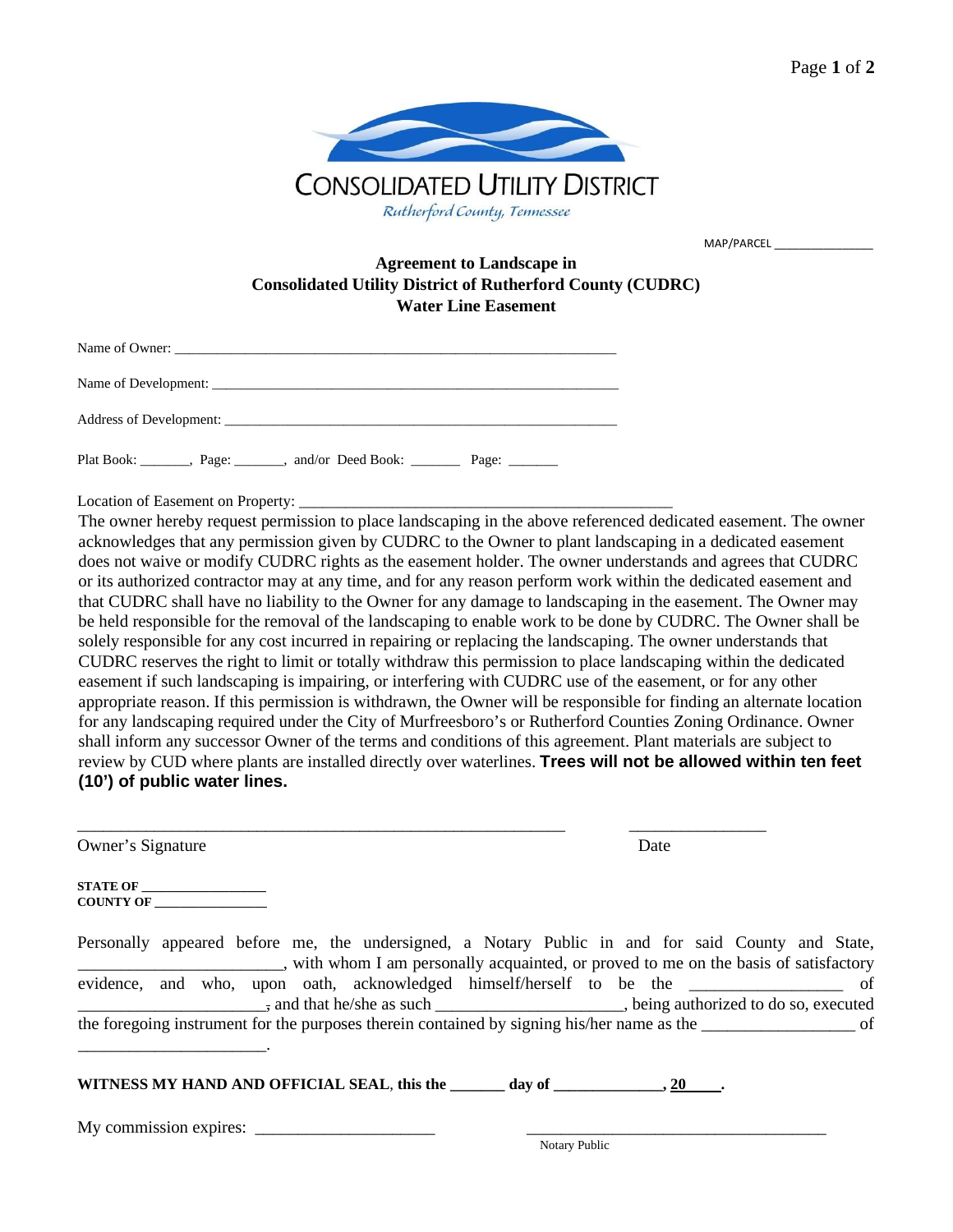CONSOLIDATED UTILITY DISTRICT

*Rutherford County, Tennessee*

MAP/PARCEL _______________

**Agreement to Landscape in**
**Consolidated Utility District of Rutherford County (CUDRC)**
**Water Line Easement**

Name of Owner: _______________________________________________________________

Name of Development: ___________________________________________________________

Address of Development: _________________________________________________________

Plat Book: _______, Page: _______, and/or Deed Book: _______ Page: _______

Location of Easement on Property: ______________________________________________

The owner hereby request permission to place landscaping in the above referenced dedicated easement. The owner acknowledges that any permission given by CUDRC to the Owner to plant landscaping in a dedicated easement does not waive or modify CUDRC rights as the easement holder. The owner understands and agrees that CUDRC or its authorized contractor may at any time, and for any reason perform work within the dedicated easement and that CUDRC shall have no liability to the Owner for any damage to landscaping in the easement. The Owner may be held responsible for the removal of the landscaping to enable work to be done by CUDRC. The Owner shall be solely responsible for any cost incurred in repairing or replacing the landscaping. The owner understands that CUDRC reserves the right to limit or totally withdraw this permission to place landscaping within the dedicated easement if such landscaping is impairing, or interfering with CUDRC use of the easement, or for any other appropriate reason. If this permission is withdrawn, the Owner will be responsible for finding an alternate location for any landscaping required under the City of Murfreesboro's or Rutherford Counties Zoning Ordinance. Owner shall inform any successor Owner of the terms and conditions of this agreement. Plant materials are subject to review by CUD where plants are installed directly over waterlines. **Trees will not be allowed within ten feet (10') of public water lines.**

_____________________________________________________________ ________________

Owner's Signature Date

**STATE OF _________________**
**COUNTY OF ________________**

Personally appeared before me, the undersigned, a Notary Public in and for said County and State, _______________________, with whom I am personally acquainted, or proved to me on the basis of satisfactory evidence, and who, upon oath, acknowledged himself/herself to be the _________________ of ______________________, and that he/she as such ______________________, being authorized to do so, executed the foregoing instrument for the purposes therein contained by signing his/her name as the _________________ of _______________________.

**WITNESS MY HAND AND OFFICIAL SEAL**, **this the _______ day of _____________, 20____.**

My commission expires: _____________________ ____________________________________

Notary Public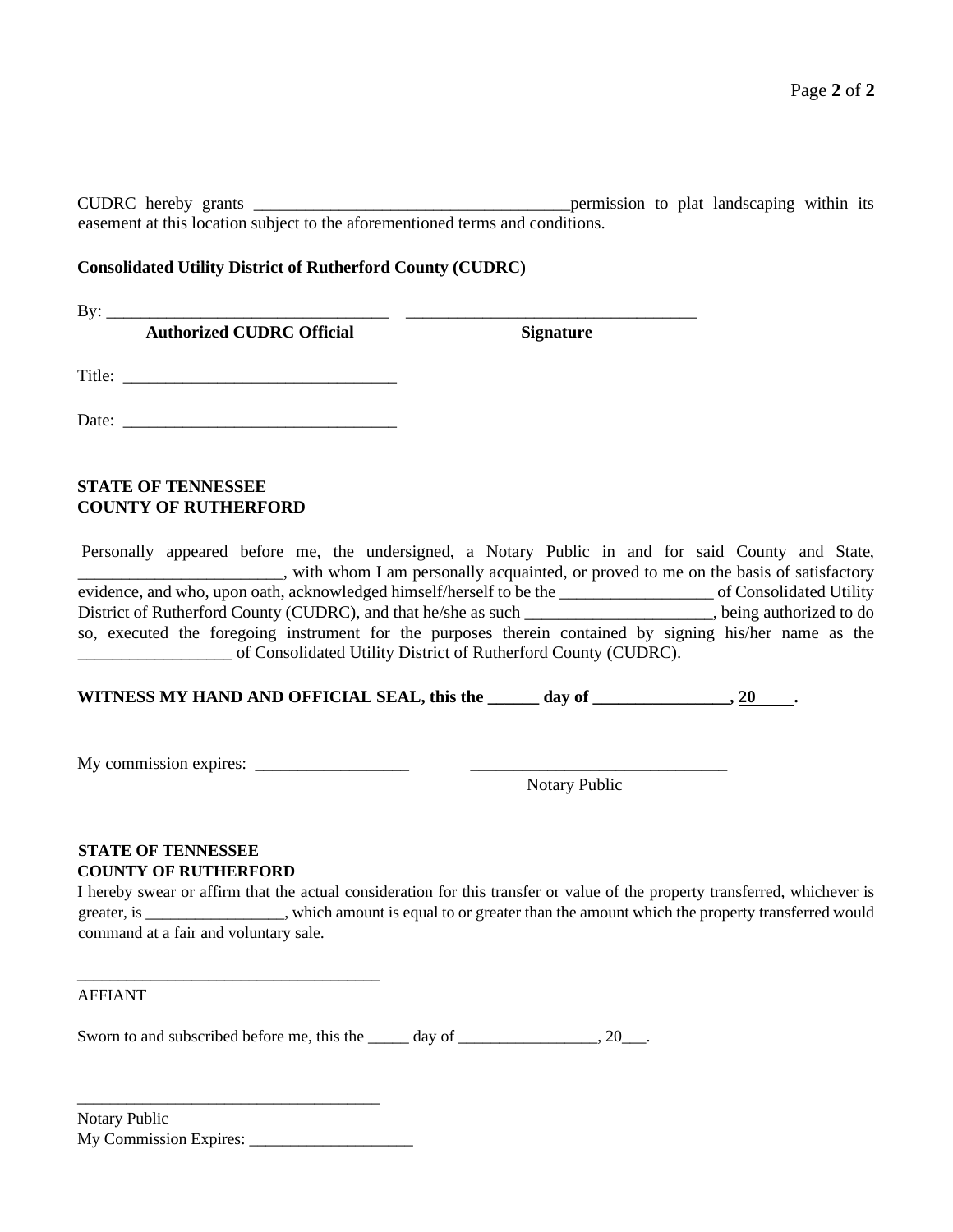CUDRC hereby grants _____________________________________permission to plat landscaping within its easement at this location subject to the aforementioned terms and conditions.

**Consolidated Utility District of Rutherford County (CUDRC)**

By: _________________________________ _________________________________

**Authorized CUDRC Official** **Signature**

Title: ________________________________

Date: ________________________________

**STATE OF TENNESSEE**
**COUNTY OF RUTHERFORD**

Personally appeared before me, the undersigned, a Notary Public in and for said County and State, ________________________, with whom I am personally acquainted, or proved to me on the basis of satisfactory evidence, and who, upon oath, acknowledged himself/herself to be the __________________ of Consolidated Utility District of Rutherford County (CUDRC), and that he/she as such ______________________, being authorized to do so, executed the foregoing instrument for the purposes therein contained by signing his/her name as the __________________ of Consolidated Utility District of Rutherford County (CUDRC).

**WITNESS MY HAND AND OFFICIAL SEAL, this the ______ day of ________________, 20____.**

My commission expires: __________________ ______________________________

Notary Public

**STATE OF TENNESSEE**
**COUNTY OF RUTHERFORD**

I hereby swear or affirm that the actual consideration for this transfer or value of the property transferred, whichever is greater, is _________________, which amount is equal to or greater than the amount which the property transferred would command at a fair and voluntary sale.

_____________________________________

AFFIANT

Sworn to and subscribed before me, this the _____ day of _________________, 20___.

_____________________________________

Notary Public
My Commission Expires: ____________________